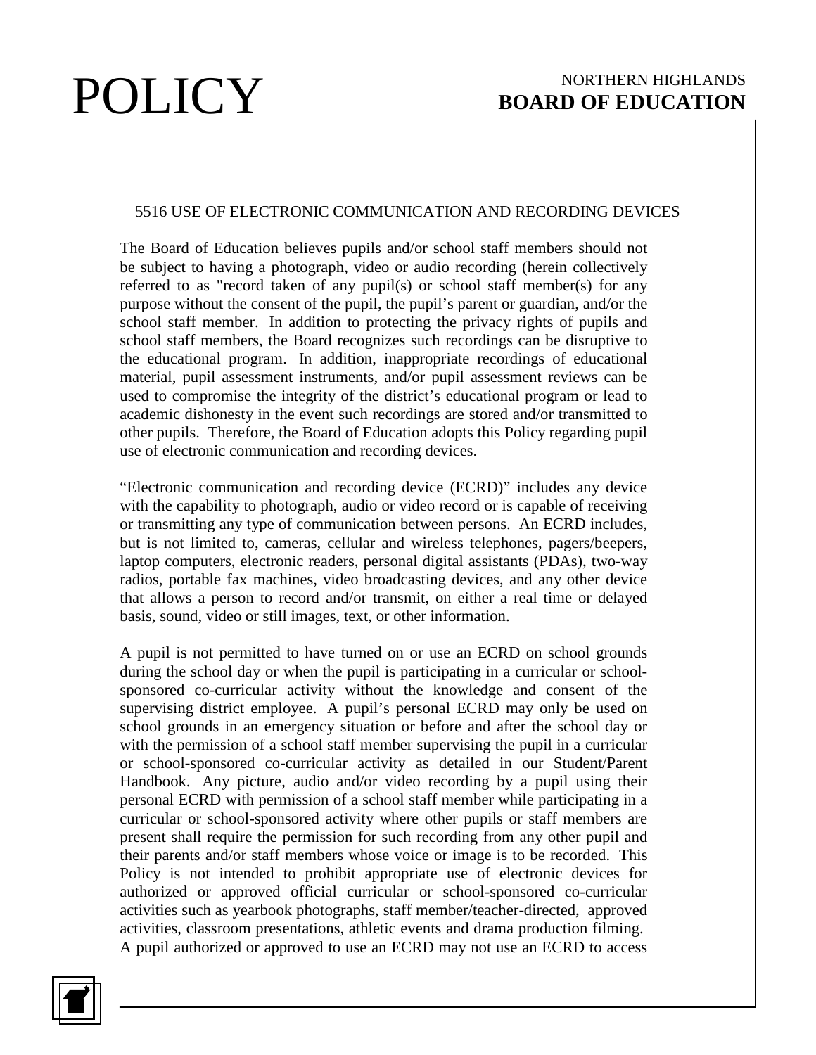POLICY

NORTHERN HIGHLANDS
**BOARD OF EDUCATION**

## 5516 USE OF ELECTRONIC COMMUNICATION AND RECORDING DEVICES

The Board of Education believes pupils and/or school staff members should not be subject to having a photograph, video or audio recording (herein collectively referred to as "record taken of any pupil(s) or school staff member(s) for any purpose without the consent of the pupil, the pupil's parent or guardian, and/or the school staff member. In addition to protecting the privacy rights of pupils and school staff members, the Board recognizes such recordings can be disruptive to the educational program. In addition, inappropriate recordings of educational material, pupil assessment instruments, and/or pupil assessment reviews can be used to compromise the integrity of the district's educational program or lead to academic dishonesty in the event such recordings are stored and/or transmitted to other pupils. Therefore, the Board of Education adopts this Policy regarding pupil use of electronic communication and recording devices.

"Electronic communication and recording device (ECRD)" includes any device with the capability to photograph, audio or video record or is capable of receiving or transmitting any type of communication between persons. An ECRD includes, but is not limited to, cameras, cellular and wireless telephones, pagers/beepers, laptop computers, electronic readers, personal digital assistants (PDAs), two-way radios, portable fax machines, video broadcasting devices, and any other device that allows a person to record and/or transmit, on either a real time or delayed basis, sound, video or still images, text, or other information.

A pupil is not permitted to have turned on or use an ECRD on school grounds during the school day or when the pupil is participating in a curricular or school-sponsored co-curricular activity without the knowledge and consent of the supervising district employee. A pupil's personal ECRD may only be used on school grounds in an emergency situation or before and after the school day or with the permission of a school staff member supervising the pupil in a curricular or school-sponsored co-curricular activity as detailed in our Student/Parent Handbook. Any picture, audio and/or video recording by a pupil using their personal ECRD with permission of a school staff member while participating in a curricular or school-sponsored activity where other pupils or staff members are present shall require the permission for such recording from any other pupil and their parents and/or staff members whose voice or image is to be recorded. This Policy is not intended to prohibit appropriate use of electronic devices for authorized or approved official curricular or school-sponsored co-curricular activities such as yearbook photographs, staff member/teacher-directed, approved activities, classroom presentations, athletic events and drama production filming. A pupil authorized or approved to use an ECRD may not use an ECRD to access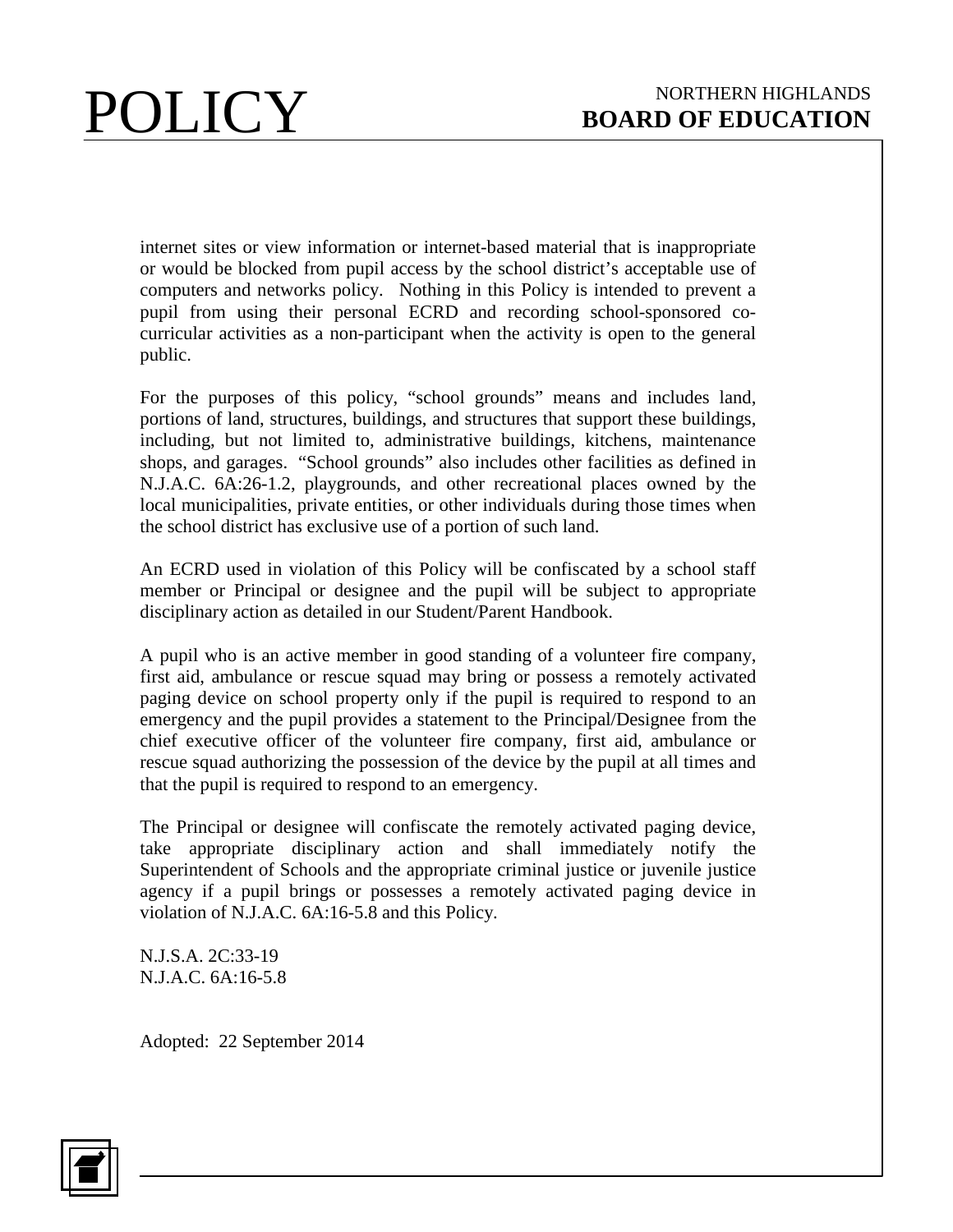internet sites or view information or internet-based material that is inappropriate or would be blocked from pupil access by the school district's acceptable use of computers and networks policy. Nothing in this Policy is intended to prevent a pupil from using their personal ECRD and recording school-sponsored co-curricular activities as a non-participant when the activity is open to the general public.

For the purposes of this policy, "school grounds" means and includes land, portions of land, structures, buildings, and structures that support these buildings, including, but not limited to, administrative buildings, kitchens, maintenance shops, and garages. "School grounds" also includes other facilities as defined in N.J.A.C. 6A:26-1.2, playgrounds, and other recreational places owned by the local municipalities, private entities, or other individuals during those times when the school district has exclusive use of a portion of such land.

An ECRD used in violation of this Policy will be confiscated by a school staff member or Principal or designee and the pupil will be subject to appropriate disciplinary action as detailed in our Student/Parent Handbook.

A pupil who is an active member in good standing of a volunteer fire company, first aid, ambulance or rescue squad may bring or possess a remotely activated paging device on school property only if the pupil is required to respond to an emergency and the pupil provides a statement to the Principal/Designee from the chief executive officer of the volunteer fire company, first aid, ambulance or rescue squad authorizing the possession of the device by the pupil at all times and that the pupil is required to respond to an emergency.

The Principal or designee will confiscate the remotely activated paging device, take appropriate disciplinary action and shall immediately notify the Superintendent of Schools and the appropriate criminal justice or juvenile justice agency if a pupil brings or possesses a remotely activated paging device in violation of N.J.A.C. 6A:16-5.8 and this Policy.

N.J.S.A. 2C:33-19
N.J.A.C. 6A:16-5.8

Adopted: 22 September 2014